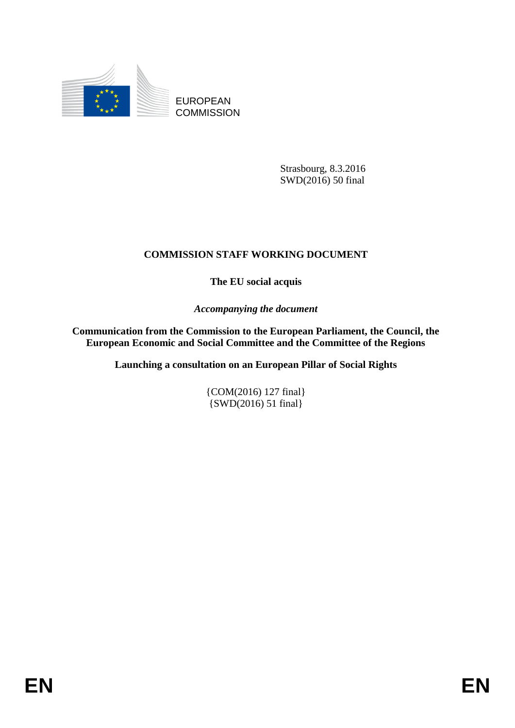EUROPEAN COMMISSION

Strasbourg, 8.3.2016
SWD(2016) 50 final

# COMMISSION STAFF WORKING DOCUMENT

## The EU social acquis

*Accompanying the document*

**Communication from the Commission to the European Parliament, the Council, the European Economic and Social Committee and the Committee of the Regions**

**Launching a consultation on an European Pillar of Social Rights**

{COM(2016) 127 final}
{SWD(2016) 51 final}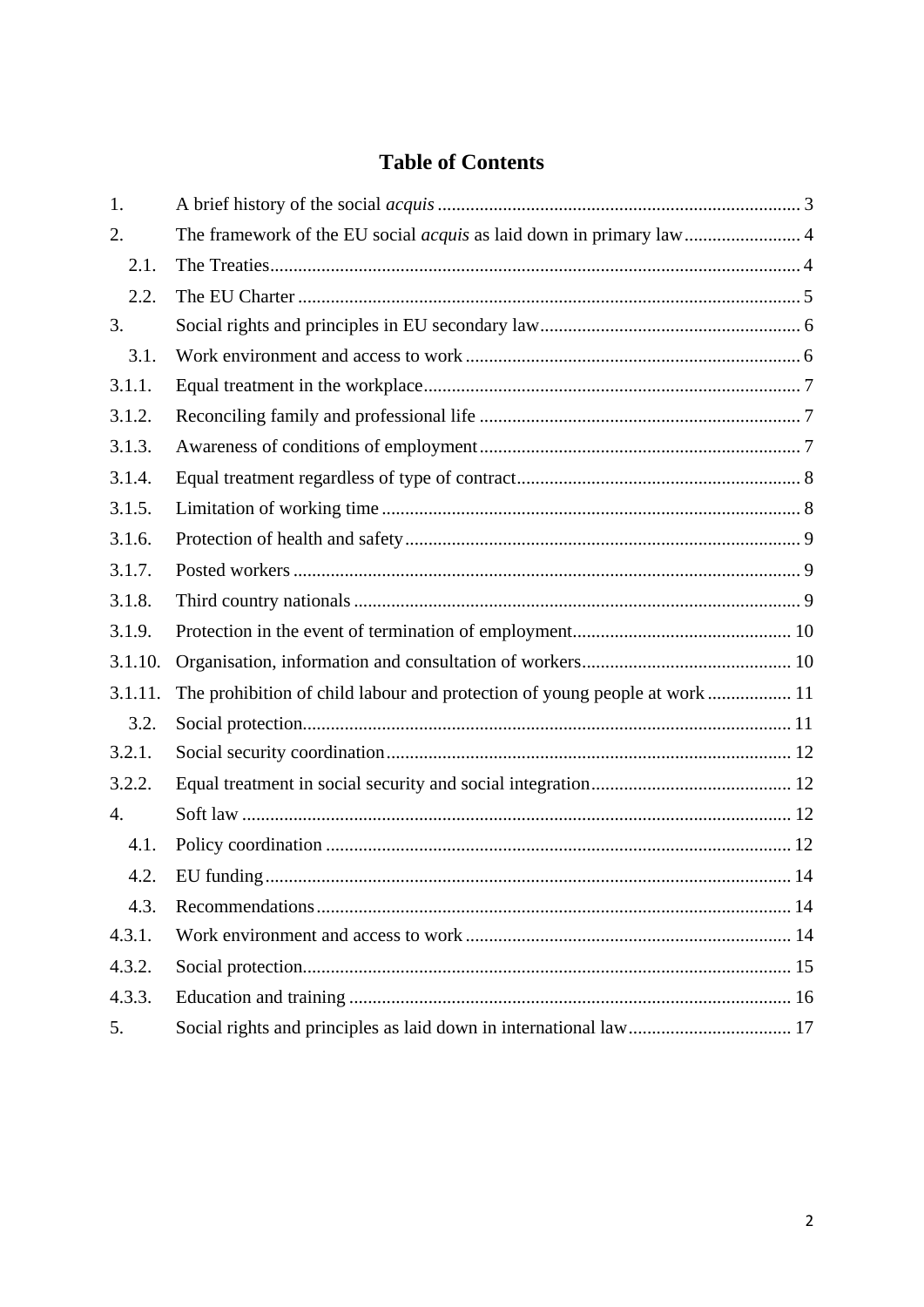# Table of Contents

| | | |
|---|---|---|
| 1. | A brief history of the social *acquis* | 3 |
| 2. | The framework of the EU social *acquis* as laid down in primary law | 4 |
| 2.1. | The Treaties | 4 |
| 2.2. | The EU Charter | 5 |
| 3. | Social rights and principles in EU secondary law | 6 |
| 3.1. | Work environment and access to work | 6 |
| 3.1.1. | Equal treatment in the workplace | 7 |
| 3.1.2. | Reconciling family and professional life | 7 |
| 3.1.3. | Awareness of conditions of employment | 7 |
| 3.1.4. | Equal treatment regardless of type of contract | 8 |
| 3.1.5. | Limitation of working time | 8 |
| 3.1.6. | Protection of health and safety | 9 |
| 3.1.7. | Posted workers | 9 |
| 3.1.8. | Third country nationals | 9 |
| 3.1.9. | Protection in the event of termination of employment | 10 |
| 3.1.10. | Organisation, information and consultation of workers | 10 |
| 3.1.11. | The prohibition of child labour and protection of young people at work | 11 |
| 3.2. | Social protection | 11 |
| 3.2.1. | Social security coordination | 12 |
| 3.2.2. | Equal treatment in social security and social integration | 12 |
| 4. | Soft law | 12 |
| 4.1. | Policy coordination | 12 |
| 4.2. | EU funding | 14 |
| 4.3. | Recommendations | 14 |
| 4.3.1. | Work environment and access to work | 14 |
| 4.3.2. | Social protection | 15 |
| 4.3.3. | Education and training | 16 |
| 5. | Social rights and principles as laid down in international law | 17 |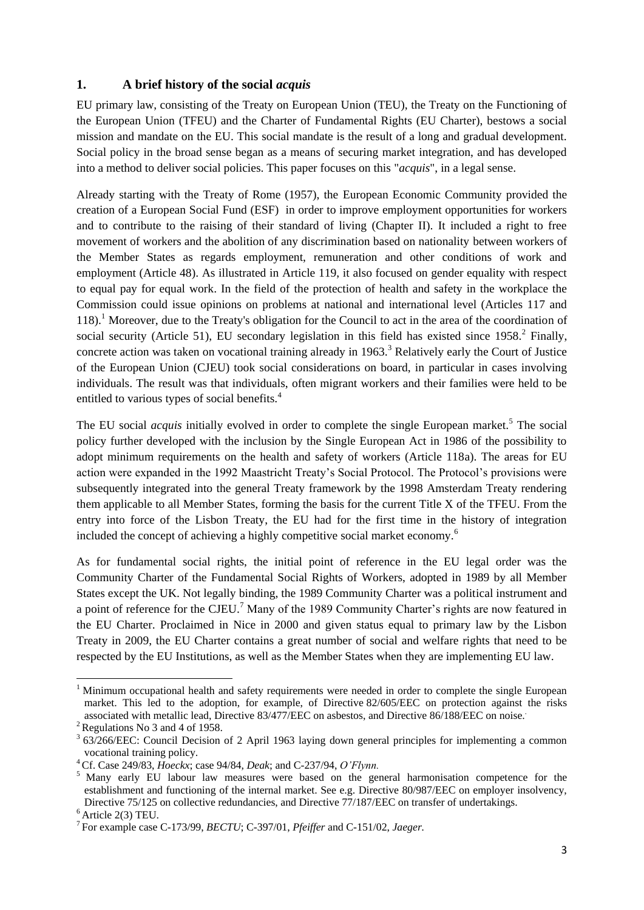## 1. A brief history of the social *acquis*

EU primary law, consisting of the Treaty on European Union (TEU), the Treaty on the Functioning of the European Union (TFEU) and the Charter of Fundamental Rights (EU Charter), bestows a social mission and mandate on the EU. This social mandate is the result of a long and gradual development. Social policy in the broad sense began as a means of securing market integration, and has developed into a method to deliver social policies. This paper focuses on this "*acquis*", in a legal sense.

Already starting with the Treaty of Rome (1957), the European Economic Community provided the creation of a European Social Fund (ESF) in order to improve employment opportunities for workers and to contribute to the raising of their standard of living (Chapter II). It included a right to free movement of workers and the abolition of any discrimination based on nationality between workers of the Member States as regards employment, remuneration and other conditions of work and employment (Article 48). As illustrated in Article 119, it also focused on gender equality with respect to equal pay for equal work. In the field of the protection of health and safety in the workplace the Commission could issue opinions on problems at national and international level (Articles 117 and 118).[1] Moreover, due to the Treaty's obligation for the Council to act in the area of the coordination of social security (Article 51), EU secondary legislation in this field has existed since 1958.[2] Finally, concrete action was taken on vocational training already in 1963.[3] Relatively early the Court of Justice of the European Union (CJEU) took social considerations on board, in particular in cases involving individuals. The result was that individuals, often migrant workers and their families were held to be entitled to various types of social benefits.[4]

The EU social *acquis* initially evolved in order to complete the single European market.[5] The social policy further developed with the inclusion by the Single European Act in 1986 of the possibility to adopt minimum requirements on the health and safety of workers (Article 118a). The areas for EU action were expanded in the 1992 Maastricht Treaty's Social Protocol. The Protocol's provisions were subsequently integrated into the general Treaty framework by the 1998 Amsterdam Treaty rendering them applicable to all Member States, forming the basis for the current Title X of the TFEU. From the entry into force of the Lisbon Treaty, the EU had for the first time in the history of integration included the concept of achieving a highly competitive social market economy.[6]

As for fundamental social rights, the initial point of reference in the EU legal order was the Community Charter of the Fundamental Social Rights of Workers, adopted in 1989 by all Member States except the UK. Not legally binding, the 1989 Community Charter was a political instrument and a point of reference for the CJEU.[7] Many of the 1989 Community Charter's rights are now featured in the EU Charter. Proclaimed in Nice in 2000 and given status equal to primary law by the Lisbon Treaty in 2009, the EU Charter contains a great number of social and welfare rights that need to be respected by the EU Institutions, as well as the Member States when they are implementing EU law.

---

[1] Minimum occupational health and safety requirements were needed in order to complete the single European market. This led to the adoption, for example, of Directive 82/605/EEC on protection against the risks associated with metallic lead, Directive 83/477/EEC on asbestos, and Directive 86/188/EEC on noise.

[2] Regulations No 3 and 4 of 1958.

[3] 63/266/EEC: Council Decision of 2 April 1963 laying down general principles for implementing a common vocational training policy.

[4] Cf. Case 249/83, *Hoeckx*; case 94/84, *Deak*; and C-237/94, *O'Flynn*.

[5] Many early EU labour law measures were based on the general harmonisation competence for the establishment and functioning of the internal market. See e.g. Directive 80/987/EEC on employer insolvency, Directive 75/125 on collective redundancies, and Directive 77/187/EEC on transfer of undertakings.

[6] Article 2(3) TEU.

[7] For example case C-173/99, *BECTU*; C-397/01, *Pfeiffer* and C-151/02, *Jaeger*.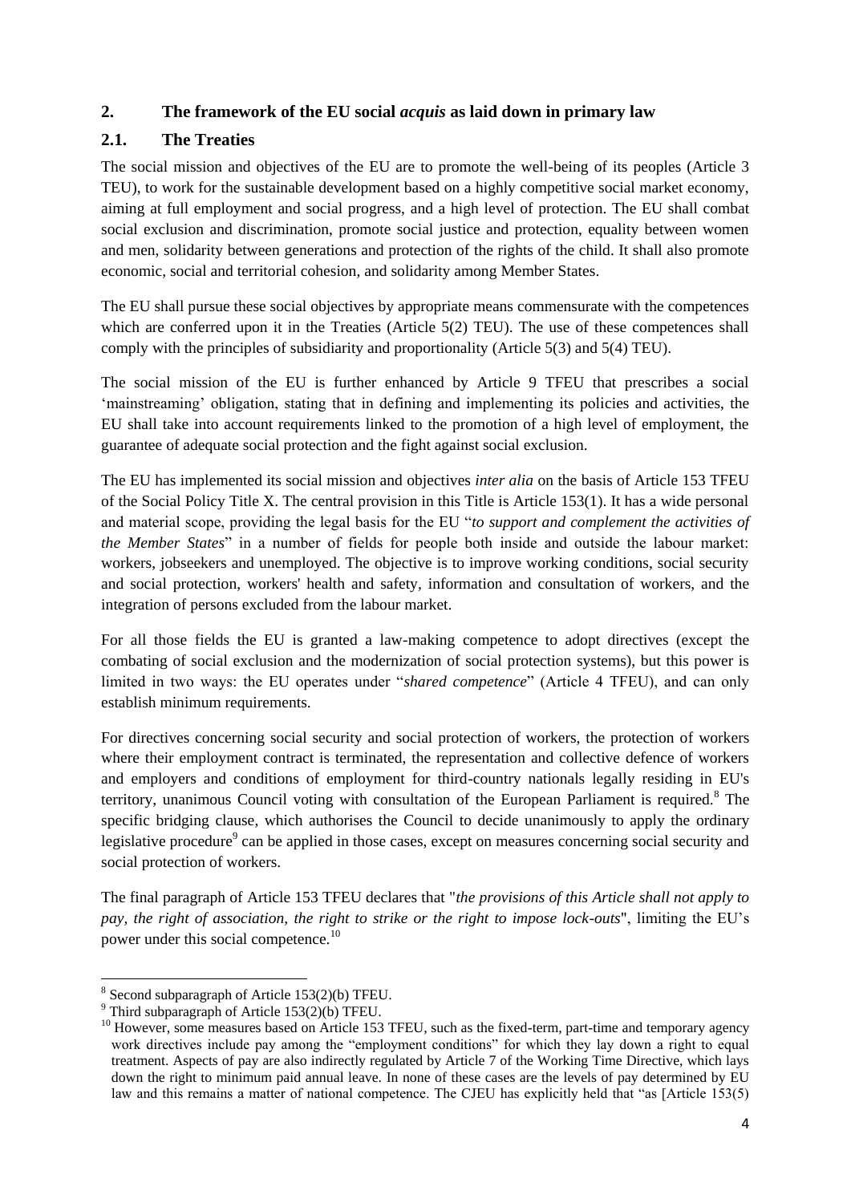## 2. The framework of the EU social *acquis* as laid down in primary law

### 2.1. The Treaties

The social mission and objectives of the EU are to promote the well-being of its peoples (Article 3 TEU), to work for the sustainable development based on a highly competitive social market economy, aiming at full employment and social progress, and a high level of protection. The EU shall combat social exclusion and discrimination, promote social justice and protection, equality between women and men, solidarity between generations and protection of the rights of the child. It shall also promote economic, social and territorial cohesion, and solidarity among Member States.

The EU shall pursue these social objectives by appropriate means commensurate with the competences which are conferred upon it in the Treaties (Article 5(2) TEU). The use of these competences shall comply with the principles of subsidiarity and proportionality (Article 5(3) and 5(4) TEU).

The social mission of the EU is further enhanced by Article 9 TFEU that prescribes a social 'mainstreaming' obligation, stating that in defining and implementing its policies and activities, the EU shall take into account requirements linked to the promotion of a high level of employment, the guarantee of adequate social protection and the fight against social exclusion.

The EU has implemented its social mission and objectives *inter alia* on the basis of Article 153 TFEU of the Social Policy Title X. The central provision in this Title is Article 153(1). It has a wide personal and material scope, providing the legal basis for the EU "*to support and complement the activities of the Member States*" in a number of fields for people both inside and outside the labour market: workers, jobseekers and unemployed. The objective is to improve working conditions, social security and social protection, workers' health and safety, information and consultation of workers, and the integration of persons excluded from the labour market.

For all those fields the EU is granted a law-making competence to adopt directives (except the combating of social exclusion and the modernization of social protection systems), but this power is limited in two ways: the EU operates under "*shared competence*" (Article 4 TFEU), and can only establish minimum requirements.

For directives concerning social security and social protection of workers, the protection of workers where their employment contract is terminated, the representation and collective defence of workers and employers and conditions of employment for third-country nationals legally residing in EU's territory, unanimous Council voting with consultation of the European Parliament is required.[8] The specific bridging clause, which authorises the Council to decide unanimously to apply the ordinary legislative procedure[9] can be applied in those cases, except on measures concerning social security and social protection of workers.

The final paragraph of Article 153 TFEU declares that "*the provisions of this Article shall not apply to pay, the right of association, the right to strike or the right to impose lock-outs*", limiting the EU's power under this social competence.[10]

---

[8] Second subparagraph of Article 153(2)(b) TFEU.

[9] Third subparagraph of Article 153(2)(b) TFEU.

[10] However, some measures based on Article 153 TFEU, such as the fixed-term, part-time and temporary agency work directives include pay among the "employment conditions" for which they lay down a right to equal treatment. Aspects of pay are also indirectly regulated by Article 7 of the Working Time Directive, which lays down the right to minimum paid annual leave. In none of these cases are the levels of pay determined by EU law and this remains a matter of national competence. The CJEU has explicitly held that "as [Article 153(5)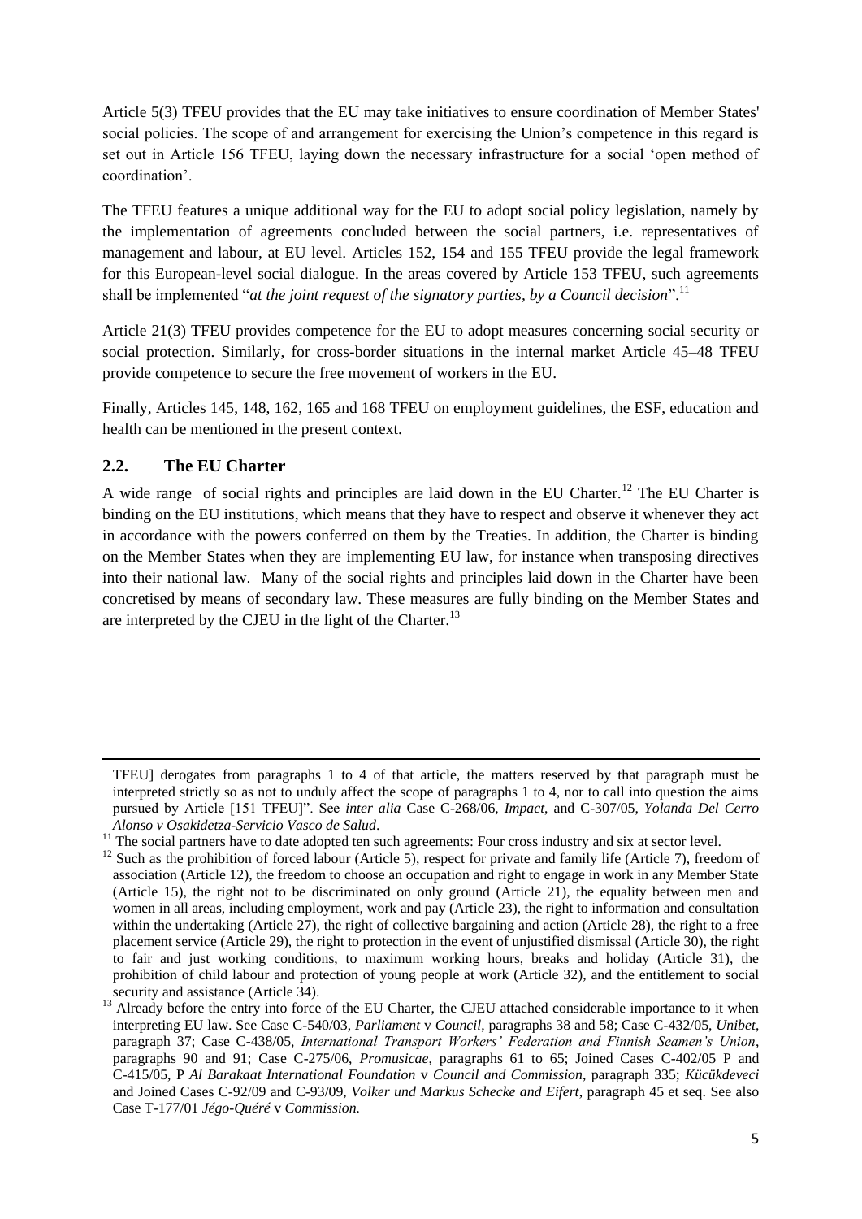Article 5(3) TFEU provides that the EU may take initiatives to ensure coordination of Member States' social policies. The scope of and arrangement for exercising the Union's competence in this regard is set out in Article 156 TFEU, laying down the necessary infrastructure for a social 'open method of coordination'.

The TFEU features a unique additional way for the EU to adopt social policy legislation, namely by the implementation of agreements concluded between the social partners, i.e. representatives of management and labour, at EU level. Articles 152, 154 and 155 TFEU provide the legal framework for this European-level social dialogue. In the areas covered by Article 153 TFEU, such agreements shall be implemented "*at the joint request of the signatory parties, by a Council decision*".[11]

Article 21(3) TFEU provides competence for the EU to adopt measures concerning social security or social protection. Similarly, for cross-border situations in the internal market Article 45–48 TFEU provide competence to secure the free movement of workers in the EU.

Finally, Articles 145, 148, 162, 165 and 168 TFEU on employment guidelines, the ESF, education and health can be mentioned in the present context.

## 2.2. The EU Charter

A wide range of social rights and principles are laid down in the EU Charter.[12] The EU Charter is binding on the EU institutions, which means that they have to respect and observe it whenever they act in accordance with the powers conferred on them by the Treaties. In addition, the Charter is binding on the Member States when they are implementing EU law, for instance when transposing directives into their national law. Many of the social rights and principles laid down in the Charter have been concretised by means of secondary law. These measures are fully binding on the Member States and are interpreted by the CJEU in the light of the Charter.[13]

---

TFEU] derogates from paragraphs 1 to 4 of that article, the matters reserved by that paragraph must be interpreted strictly so as not to unduly affect the scope of paragraphs 1 to 4, nor to call into question the aims pursued by Article [151 TFEU]". See *inter alia* Case C-268/06, *Impact*, and C-307/05, *Yolanda Del Cerro Alonso v Osakidetza-Servicio Vasco de Salud*.

[11] The social partners have to date adopted ten such agreements: Four cross industry and six at sector level.

[12] Such as the prohibition of forced labour (Article 5), respect for private and family life (Article 7), freedom of association (Article 12), the freedom to choose an occupation and right to engage in work in any Member State (Article 15), the right not to be discriminated on only ground (Article 21), the equality between men and women in all areas, including employment, work and pay (Article 23), the right to information and consultation within the undertaking (Article 27), the right of collective bargaining and action (Article 28), the right to a free placement service (Article 29), the right to protection in the event of unjustified dismissal (Article 30), the right to fair and just working conditions, to maximum working hours, breaks and holiday (Article 31), the prohibition of child labour and protection of young people at work (Article 32), and the entitlement to social security and assistance (Article 34).

[13] Already before the entry into force of the EU Charter, the CJEU attached considerable importance to it when interpreting EU law. See Case C-540/03, *Parliament* v *Council*, paragraphs 38 and 58; Case C-432/05, *Unibet*, paragraph 37; Case C-438/05, *International Transport Workers' Federation and Finnish Seamen's Union*, paragraphs 90 and 91; Case C-275/06, *Promusicae*, paragraphs 61 to 65; Joined Cases C-402/05 P and C-415/05, P *Al Barakaat International Foundation* v *Council and Commission*, paragraph 335; *Kücükdeveci* and Joined Cases C-92/09 and C-93/09, *Volker und Markus Schecke and Eifert*, paragraph 45 et seq. See also Case T-177/01 *Jégo-Quéré* v *Commission.*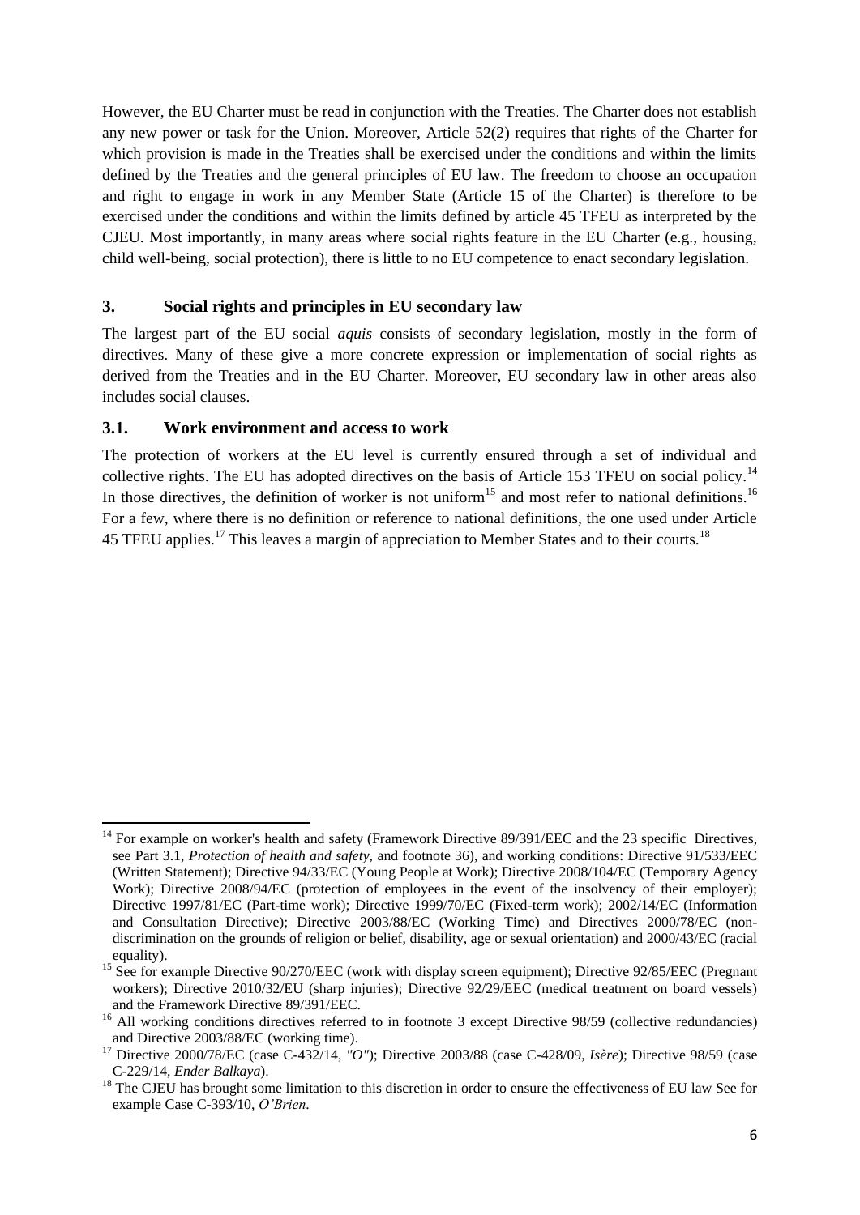However, the EU Charter must be read in conjunction with the Treaties. The Charter does not establish any new power or task for the Union. Moreover, Article 52(2) requires that rights of the Charter for which provision is made in the Treaties shall be exercised under the conditions and within the limits defined by the Treaties and the general principles of EU law. The freedom to choose an occupation and right to engage in work in any Member State (Article 15 of the Charter) is therefore to be exercised under the conditions and within the limits defined by article 45 TFEU as interpreted by the CJEU. Most importantly, in many areas where social rights feature in the EU Charter (e.g., housing, child well-being, social protection), there is little to no EU competence to enact secondary legislation.

## 3. Social rights and principles in EU secondary law

The largest part of the EU social *aquis* consists of secondary legislation, mostly in the form of directives. Many of these give a more concrete expression or implementation of social rights as derived from the Treaties and in the EU Charter. Moreover, EU secondary law in other areas also includes social clauses.

### 3.1. Work environment and access to work

The protection of workers at the EU level is currently ensured through a set of individual and collective rights. The EU has adopted directives on the basis of Article 153 TFEU on social policy.[14] In those directives, the definition of worker is not uniform[15] and most refer to national definitions.[16] For a few, where there is no definition or reference to national definitions, the one used under Article 45 TFEU applies.[17] This leaves a margin of appreciation to Member States and to their courts.[18]

---

[14] For example on worker's health and safety (Framework Directive 89/391/EEC and the 23 specific Directives, see Part 3.1, *Protection of health and safety,* and footnote 36), and working conditions: Directive 91/533/EEC (Written Statement); Directive 94/33/EC (Young People at Work); Directive 2008/104/EC (Temporary Agency Work); Directive 2008/94/EC (protection of employees in the event of the insolvency of their employer); Directive 1997/81/EC (Part-time work); Directive 1999/70/EC (Fixed-term work); 2002/14/EC (Information and Consultation Directive); Directive 2003/88/EC (Working Time) and Directives 2000/78/EC (non-discrimination on the grounds of religion or belief, disability, age or sexual orientation) and 2000/43/EC (racial equality).

[15] See for example Directive 90/270/EEC (work with display screen equipment); Directive 92/85/EEC (Pregnant workers); Directive 2010/32/EU (sharp injuries); Directive 92/29/EEC (medical treatment on board vessels) and the Framework Directive 89/391/EEC.

[16] All working conditions directives referred to in footnote 3 except Directive 98/59 (collective redundancies) and Directive 2003/88/EC (working time).

[17] Directive 2000/78/EC (case C-432/14, *"O"*); Directive 2003/88 (case C-428/09, *Isère*); Directive 98/59 (case C-229/14, *Ender Balkaya*).

[18] The CJEU has brought some limitation to this discretion in order to ensure the effectiveness of EU law See for example Case C-393/10, *O'Brien*.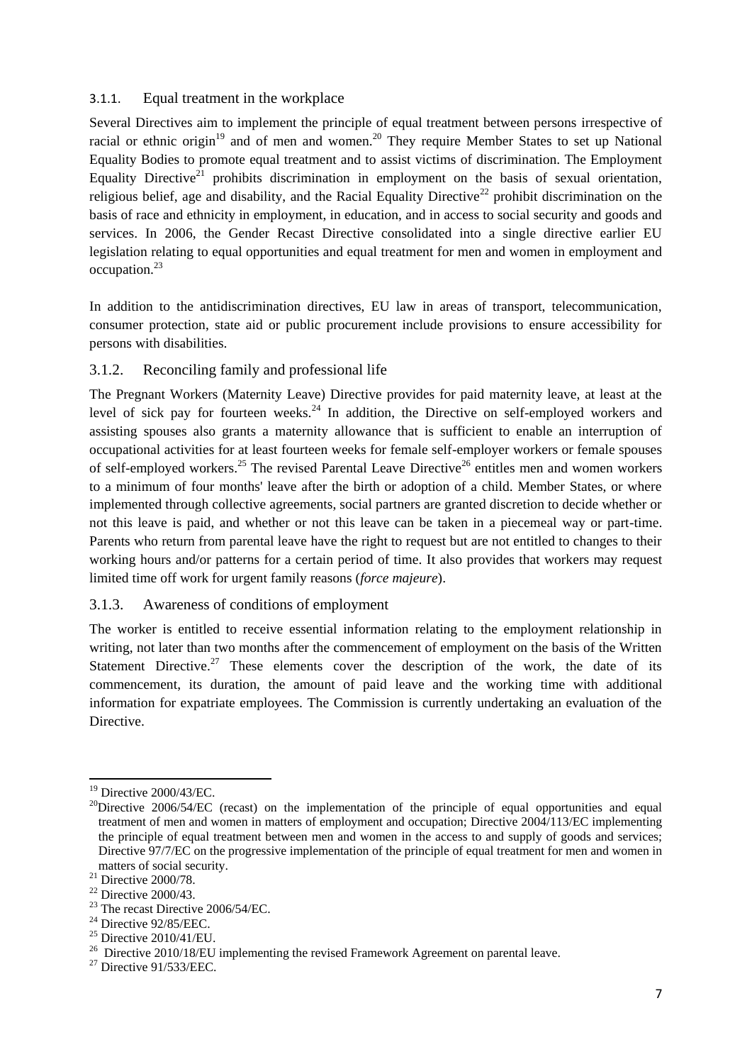### 3.1.1. Equal treatment in the workplace

Several Directives aim to implement the principle of equal treatment between persons irrespective of racial or ethnic origin[19] and of men and women.[20] They require Member States to set up National Equality Bodies to promote equal treatment and to assist victims of discrimination. The Employment Equality Directive[21] prohibits discrimination in employment on the basis of sexual orientation, religious belief, age and disability, and the Racial Equality Directive[22] prohibit discrimination on the basis of race and ethnicity in employment, in education, and in access to social security and goods and services. In 2006, the Gender Recast Directive consolidated into a single directive earlier EU legislation relating to equal opportunities and equal treatment for men and women in employment and occupation.[23]

In addition to the antidiscrimination directives, EU law in areas of transport, telecommunication, consumer protection, state aid or public procurement include provisions to ensure accessibility for persons with disabilities.

### 3.1.2. Reconciling family and professional life

The Pregnant Workers (Maternity Leave) Directive provides for paid maternity leave, at least at the level of sick pay for fourteen weeks.[24] In addition, the Directive on self-employed workers and assisting spouses also grants a maternity allowance that is sufficient to enable an interruption of occupational activities for at least fourteen weeks for female self-employer workers or female spouses of self-employed workers.[25] The revised Parental Leave Directive[26] entitles men and women workers to a minimum of four months' leave after the birth or adoption of a child. Member States, or where implemented through collective agreements, social partners are granted discretion to decide whether or not this leave is paid, and whether or not this leave can be taken in a piecemeal way or part-time. Parents who return from parental leave have the right to request but are not entitled to changes to their working hours and/or patterns for a certain period of time. It also provides that workers may request limited time off work for urgent family reasons (*force majeure*).

### 3.1.3. Awareness of conditions of employment

The worker is entitled to receive essential information relating to the employment relationship in writing, not later than two months after the commencement of employment on the basis of the Written Statement Directive.[27] These elements cover the description of the work, the date of its commencement, its duration, the amount of paid leave and the working time with additional information for expatriate employees. The Commission is currently undertaking an evaluation of the Directive.

---

[19] Directive 2000/43/EC.

[20] Directive 2006/54/EC (recast) on the implementation of the principle of equal opportunities and equal treatment of men and women in matters of employment and occupation; Directive 2004/113/EC implementing the principle of equal treatment between men and women in the access to and supply of goods and services; Directive 97/7/EC on the progressive implementation of the principle of equal treatment for men and women in matters of social security.

[21] Directive 2000/78.

[22] Directive 2000/43.

[23] The recast Directive 2006/54/EC.

[24] Directive 92/85/EEC.

[25] Directive 2010/41/EU.

[26] Directive 2010/18/EU implementing the revised Framework Agreement on parental leave.

[27] Directive 91/533/EEC.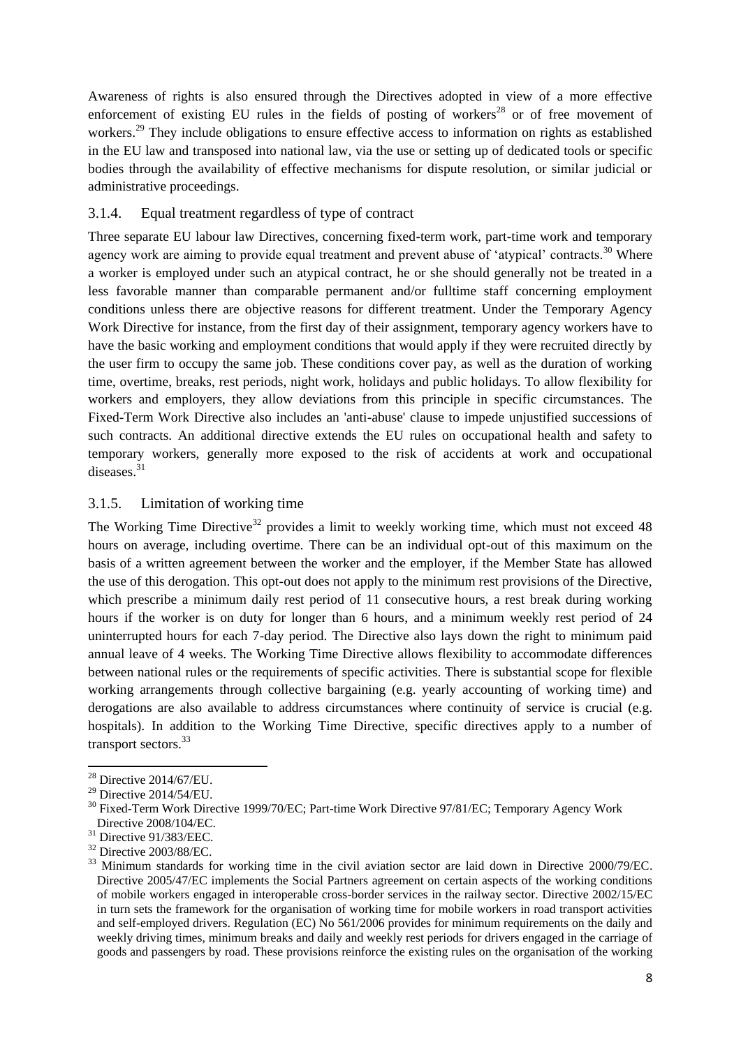Awareness of rights is also ensured through the Directives adopted in view of a more effective enforcement of existing EU rules in the fields of posting of workers[28] or of free movement of workers.[29] They include obligations to ensure effective access to information on rights as established in the EU law and transposed into national law, via the use or setting up of dedicated tools or specific bodies through the availability of effective mechanisms for dispute resolution, or similar judicial or administrative proceedings.

### 3.1.4. Equal treatment regardless of type of contract

Three separate EU labour law Directives, concerning fixed-term work, part-time work and temporary agency work are aiming to provide equal treatment and prevent abuse of 'atypical' contracts.[30] Where a worker is employed under such an atypical contract, he or she should generally not be treated in a less favorable manner than comparable permanent and/or fulltime staff concerning employment conditions unless there are objective reasons for different treatment. Under the Temporary Agency Work Directive for instance, from the first day of their assignment, temporary agency workers have to have the basic working and employment conditions that would apply if they were recruited directly by the user firm to occupy the same job. These conditions cover pay, as well as the duration of working time, overtime, breaks, rest periods, night work, holidays and public holidays. To allow flexibility for workers and employers, they allow deviations from this principle in specific circumstances. The Fixed-Term Work Directive also includes an 'anti-abuse' clause to impede unjustified successions of such contracts. An additional directive extends the EU rules on occupational health and safety to temporary workers, generally more exposed to the risk of accidents at work and occupational diseases.[31]

### 3.1.5. Limitation of working time

The Working Time Directive[32] provides a limit to weekly working time, which must not exceed 48 hours on average, including overtime. There can be an individual opt-out of this maximum on the basis of a written agreement between the worker and the employer, if the Member State has allowed the use of this derogation. This opt-out does not apply to the minimum rest provisions of the Directive, which prescribe a minimum daily rest period of 11 consecutive hours, a rest break during working hours if the worker is on duty for longer than 6 hours, and a minimum weekly rest period of 24 uninterrupted hours for each 7-day period. The Directive also lays down the right to minimum paid annual leave of 4 weeks. The Working Time Directive allows flexibility to accommodate differences between national rules or the requirements of specific activities. There is substantial scope for flexible working arrangements through collective bargaining (e.g. yearly accounting of working time) and derogations are also available to address circumstances where continuity of service is crucial (e.g. hospitals). In addition to the Working Time Directive, specific directives apply to a number of transport sectors.[33]

---

[28] Directive 2014/67/EU.

[29] Directive 2014/54/EU.

[30] Fixed-Term Work Directive 1999/70/EC; Part-time Work Directive 97/81/EC; Temporary Agency Work Directive 2008/104/EC.

[31] Directive 91/383/EEC.

[32] Directive 2003/88/EC.

[33] Minimum standards for working time in the civil aviation sector are laid down in Directive 2000/79/EC. Directive 2005/47/EC implements the Social Partners agreement on certain aspects of the working conditions of mobile workers engaged in interoperable cross-border services in the railway sector. Directive 2002/15/EC in turn sets the framework for the organisation of working time for mobile workers in road transport activities and self-employed drivers. Regulation (EC) No 561/2006 provides for minimum requirements on the daily and weekly driving times, minimum breaks and daily and weekly rest periods for drivers engaged in the carriage of goods and passengers by road. These provisions reinforce the existing rules on the organisation of the working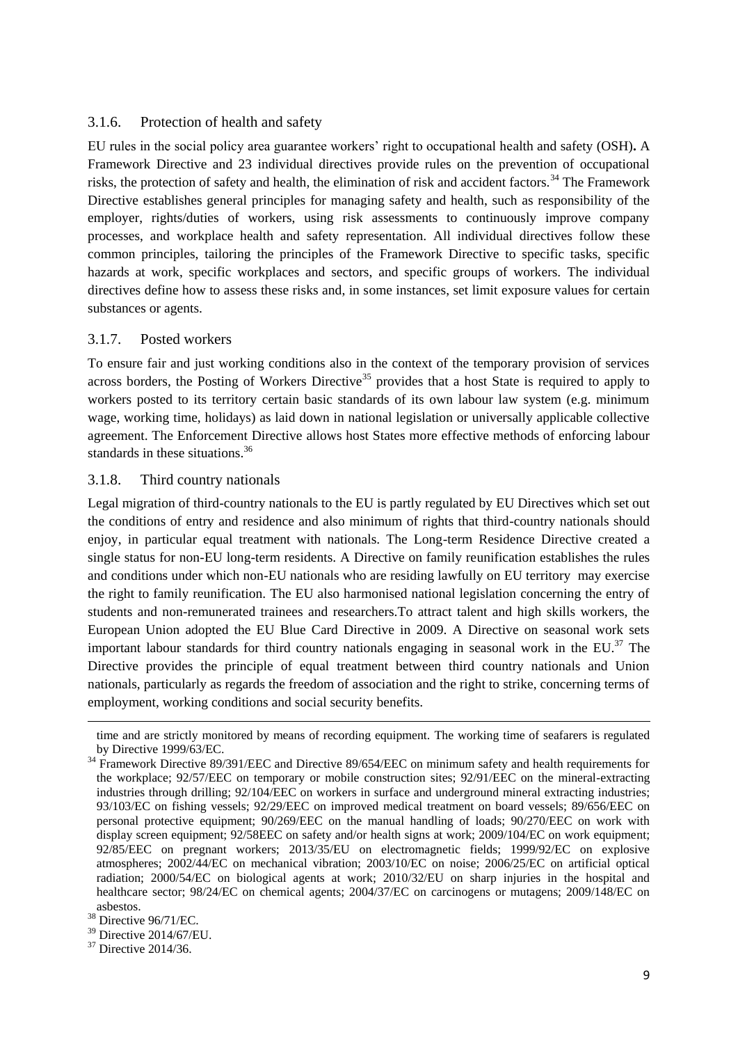### 3.1.6. Protection of health and safety

EU rules in the social policy area guarantee workers' right to occupational health and safety (OSH)**.** A Framework Directive and 23 individual directives provide rules on the prevention of occupational risks, the protection of safety and health, the elimination of risk and accident factors.[34] The Framework Directive establishes general principles for managing safety and health, such as responsibility of the employer, rights/duties of workers, using risk assessments to continuously improve company processes, and workplace health and safety representation. All individual directives follow these common principles, tailoring the principles of the Framework Directive to specific tasks, specific hazards at work, specific workplaces and sectors, and specific groups of workers. The individual directives define how to assess these risks and, in some instances, set limit exposure values for certain substances or agents.

### 3.1.7. Posted workers

To ensure fair and just working conditions also in the context of the temporary provision of services across borders, the Posting of Workers Directive[35] provides that a host State is required to apply to workers posted to its territory certain basic standards of its own labour law system (e.g. minimum wage, working time, holidays) as laid down in national legislation or universally applicable collective agreement. The Enforcement Directive allows host States more effective methods of enforcing labour standards in these situations.[36]

### 3.1.8. Third country nationals

Legal migration of third-country nationals to the EU is partly regulated by EU Directives which set out the conditions of entry and residence and also minimum of rights that third-country nationals should enjoy, in particular equal treatment with nationals. The Long-term Residence Directive created a single status for non-EU long-term residents. A Directive on family reunification establishes the rules and conditions under which non-EU nationals who are residing lawfully on EU territory may exercise the right to family reunification. The EU also harmonised national legislation concerning the entry of students and non-remunerated trainees and researchers.To attract talent and high skills workers, the European Union adopted the EU Blue Card Directive in 2009. A Directive on seasonal work sets important labour standards for third country nationals engaging in seasonal work in the EU.[37] The Directive provides the principle of equal treatment between third country nationals and Union nationals, particularly as regards the freedom of association and the right to strike, concerning terms of employment, working conditions and social security benefits.

---

time and are strictly monitored by means of recording equipment. The working time of seafarers is regulated by Directive 1999/63/EC.

[34] Framework Directive 89/391/EEC and Directive 89/654/EEC on minimum safety and health requirements for the workplace; 92/57/EEC on temporary or mobile construction sites; 92/91/EEC on the mineral-extracting industries through drilling; 92/104/EEC on workers in surface and underground mineral extracting industries; 93/103/EC on fishing vessels; 92/29/EEC on improved medical treatment on board vessels; 89/656/EEC on personal protective equipment; 90/269/EEC on the manual handling of loads; 90/270/EEC on work with display screen equipment; 92/58EEC on safety and/or health signs at work; 2009/104/EC on work equipment; 92/85/EEC on pregnant workers; 2013/35/EU on electromagnetic fields; 1999/92/EC on explosive atmospheres; 2002/44/EC on mechanical vibration; 2003/10/EC on noise; 2006/25/EC on artificial optical radiation; 2000/54/EC on biological agents at work; 2010/32/EU on sharp injuries in the hospital and healthcare sector; 98/24/EC on chemical agents; 2004/37/EC on carcinogens or mutagens; 2009/148/EC on asbestos.

[38] Directive 96/71/EC.

[39] Directive 2014/67/EU.

[37] Directive 2014/36.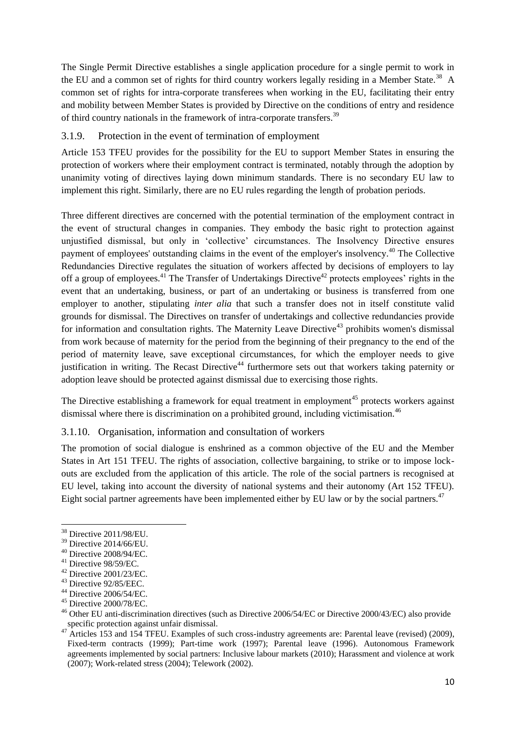The Single Permit Directive establishes a single application procedure for a single permit to work in the EU and a common set of rights for third country workers legally residing in a Member State.[38] A common set of rights for intra-corporate transferees when working in the EU, facilitating their entry and mobility between Member States is provided by Directive on the conditions of entry and residence of third country nationals in the framework of intra-corporate transfers.[39]

### 3.1.9. Protection in the event of termination of employment

Article 153 TFEU provides for the possibility for the EU to support Member States in ensuring the protection of workers where their employment contract is terminated, notably through the adoption by unanimity voting of directives laying down minimum standards. There is no secondary EU law to implement this right. Similarly, there are no EU rules regarding the length of probation periods.

Three different directives are concerned with the potential termination of the employment contract in the event of structural changes in companies. They embody the basic right to protection against unjustified dismissal, but only in 'collective' circumstances. The Insolvency Directive ensures payment of employees' outstanding claims in the event of the employer's insolvency.[40] The Collective Redundancies Directive regulates the situation of workers affected by decisions of employers to lay off a group of employees.[41] The Transfer of Undertakings Directive[42] protects employees' rights in the event that an undertaking, business, or part of an undertaking or business is transferred from one employer to another, stipulating *inter alia* that such a transfer does not in itself constitute valid grounds for dismissal. The Directives on transfer of undertakings and collective redundancies provide for information and consultation rights. The Maternity Leave Directive[43] prohibits women's dismissal from work because of maternity for the period from the beginning of their pregnancy to the end of the period of maternity leave, save exceptional circumstances, for which the employer needs to give justification in writing. The Recast Directive[44] furthermore sets out that workers taking paternity or adoption leave should be protected against dismissal due to exercising those rights.

The Directive establishing a framework for equal treatment in employment[45] protects workers against dismissal where there is discrimination on a prohibited ground, including victimisation.[46]

### 3.1.10. Organisation, information and consultation of workers

The promotion of social dialogue is enshrined as a common objective of the EU and the Member States in Art 151 TFEU. The rights of association, collective bargaining, to strike or to impose lock-outs are excluded from the application of this article. The role of the social partners is recognised at EU level, taking into account the diversity of national systems and their autonomy (Art 152 TFEU). Eight social partner agreements have been implemented either by EU law or by the social partners.[47]

---

[38] Directive 2011/98/EU.

[39] Directive 2014/66/EU.

[40] Directive 2008/94/EC.

[41] Directive 98/59/EC.

[42] Directive 2001/23/EC.

[43] Directive 92/85/EEC.

[44] Directive 2006/54/EC.

[45] Directive 2000/78/EC.

[46] Other EU anti-discrimination directives (such as Directive 2006/54/EC or Directive 2000/43/EC) also provide specific protection against unfair dismissal.

[47] Articles 153 and 154 TFEU. Examples of such cross-industry agreements are: Parental leave (revised) (2009), Fixed-term contracts (1999); Part-time work (1997); Parental leave (1996). Autonomous Framework agreements implemented by social partners: Inclusive labour markets (2010); Harassment and violence at work (2007); Work-related stress (2004); Telework (2002).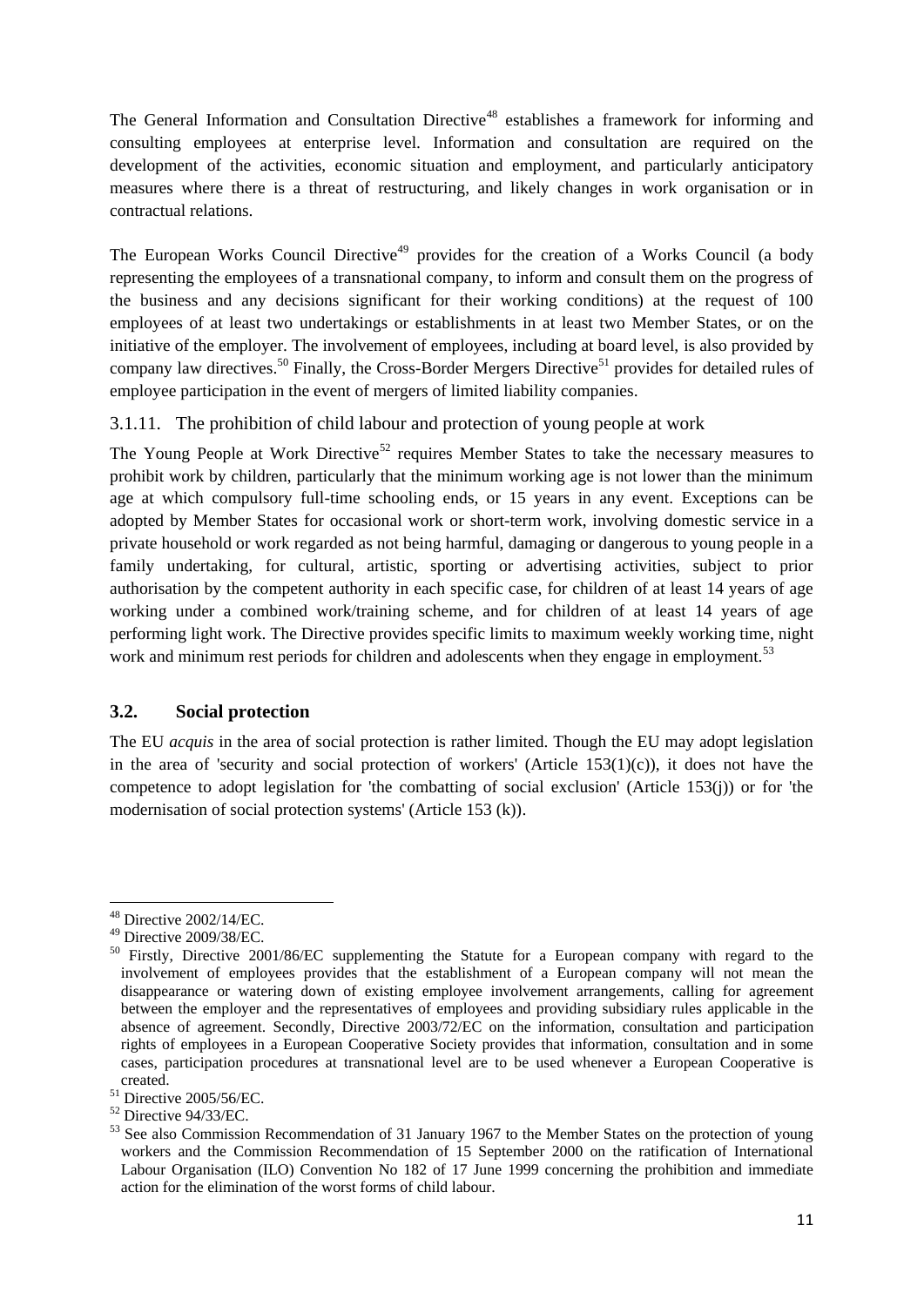The General Information and Consultation Directive[48] establishes a framework for informing and consulting employees at enterprise level. Information and consultation are required on the development of the activities, economic situation and employment, and particularly anticipatory measures where there is a threat of restructuring, and likely changes in work organisation or in contractual relations.

The European Works Council Directive[49] provides for the creation of a Works Council (a body representing the employees of a transnational company, to inform and consult them on the progress of the business and any decisions significant for their working conditions) at the request of 100 employees of at least two undertakings or establishments in at least two Member States, or on the initiative of the employer. The involvement of employees, including at board level, is also provided by company law directives.[50] Finally, the Cross-Border Mergers Directive[51] provides for detailed rules of employee participation in the event of mergers of limited liability companies.

### 3.1.11. The prohibition of child labour and protection of young people at work

The Young People at Work Directive[52] requires Member States to take the necessary measures to prohibit work by children, particularly that the minimum working age is not lower than the minimum age at which compulsory full-time schooling ends, or 15 years in any event. Exceptions can be adopted by Member States for occasional work or short-term work, involving domestic service in a private household or work regarded as not being harmful, damaging or dangerous to young people in a family undertaking, for cultural, artistic, sporting or advertising activities, subject to prior authorisation by the competent authority in each specific case, for children of at least 14 years of age working under a combined work/training scheme, and for children of at least 14 years of age performing light work. The Directive provides specific limits to maximum weekly working time, night work and minimum rest periods for children and adolescents when they engage in employment.[53]

## 3.2. Social protection

The EU *acquis* in the area of social protection is rather limited. Though the EU may adopt legislation in the area of 'security and social protection of workers' (Article 153(1)(c)), it does not have the competence to adopt legislation for 'the combatting of social exclusion' (Article 153(j)) or for 'the modernisation of social protection systems' (Article 153 (k)).

---

[48] Directive 2002/14/EC.

[49] Directive 2009/38/EC.

[50] Firstly, Directive 2001/86/EC supplementing the Statute for a European company with regard to the involvement of employees provides that the establishment of a European company will not mean the disappearance or watering down of existing employee involvement arrangements, calling for agreement between the employer and the representatives of employees and providing subsidiary rules applicable in the absence of agreement. Secondly, Directive 2003/72/EC on the information, consultation and participation rights of employees in a European Cooperative Society provides that information, consultation and in some cases, participation procedures at transnational level are to be used whenever a European Cooperative is created.

[51] Directive 2005/56/EC.

[52] Directive 94/33/EC.

[53] See also Commission Recommendation of 31 January 1967 to the Member States on the protection of young workers and the Commission Recommendation of 15 September 2000 on the ratification of International Labour Organisation (ILO) Convention No 182 of 17 June 1999 concerning the prohibition and immediate action for the elimination of the worst forms of child labour.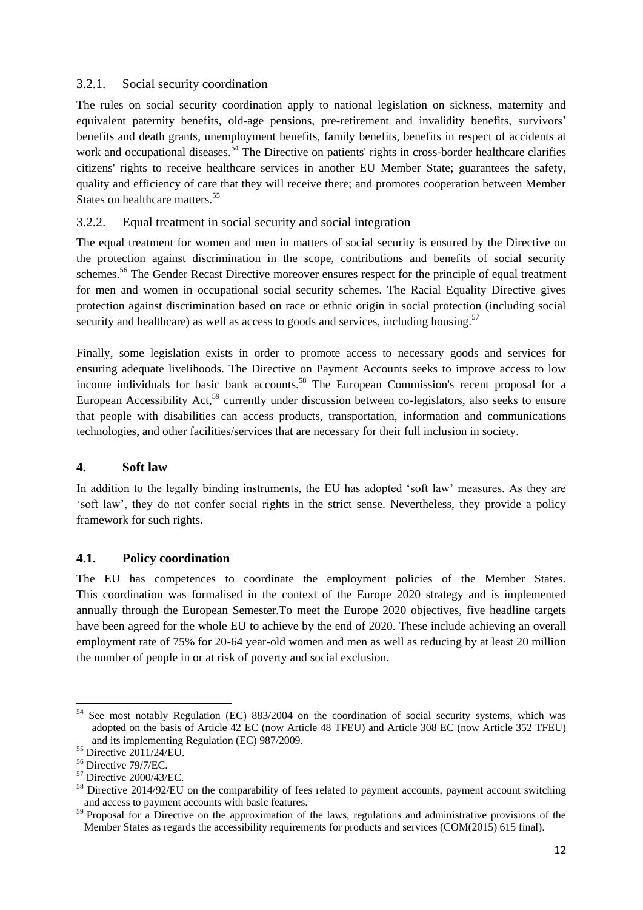### 3.2.1. Social security coordination

The rules on social security coordination apply to national legislation on sickness, maternity and equivalent paternity benefits, old-age pensions, pre-retirement and invalidity benefits, survivors' benefits and death grants, unemployment benefits, family benefits, benefits in respect of accidents at work and occupational diseases.[54] The Directive on patients' rights in cross-border healthcare clarifies citizens' rights to receive healthcare services in another EU Member State; guarantees the safety, quality and efficiency of care that they will receive there; and promotes cooperation between Member States on healthcare matters.[55]

### 3.2.2. Equal treatment in social security and social integration

The equal treatment for women and men in matters of social security is ensured by the Directive on the protection against discrimination in the scope, contributions and benefits of social security schemes.[56] The Gender Recast Directive moreover ensures respect for the principle of equal treatment for men and women in occupational social security schemes. The Racial Equality Directive gives protection against discrimination based on race or ethnic origin in social protection (including social security and healthcare) as well as access to goods and services, including housing.[57]

Finally, some legislation exists in order to promote access to necessary goods and services for ensuring adequate livelihoods. The Directive on Payment Accounts seeks to improve access to low income individuals for basic bank accounts.[58] The European Commission's recent proposal for a European Accessibility Act,[59] currently under discussion between co-legislators, also seeks to ensure that people with disabilities can access products, transportation, information and communications technologies, and other facilities/services that are necessary for their full inclusion in society.

## 4. Soft law

In addition to the legally binding instruments, the EU has adopted 'soft law' measures. As they are 'soft law', they do not confer social rights in the strict sense. Nevertheless, they provide a policy framework for such rights.

### 4.1. Policy coordination

The EU has competences to coordinate the employment policies of the Member States. This coordination was formalised in the context of the Europe 2020 strategy and is implemented annually through the European Semester.To meet the Europe 2020 objectives, five headline targets have been agreed for the whole EU to achieve by the end of 2020. These include achieving an overall employment rate of 75% for 20-64 year-old women and men as well as reducing by at least 20 million the number of people in or at risk of poverty and social exclusion.

---

[54] See most notably Regulation (EC) 883/2004 on the coordination of social security systems, which was adopted on the basis of Article 42 EC (now Article 48 TFEU) and Article 308 EC (now Article 352 TFEU) and its implementing Regulation (EC) 987/2009.

[55] Directive 2011/24/EU.

[56] Directive 79/7/EC.

[57] Directive 2000/43/EC.

[58] Directive 2014/92/EU on the comparability of fees related to payment accounts, payment account switching and access to payment accounts with basic features.

[59] Proposal for a Directive on the approximation of the laws, regulations and administrative provisions of the Member States as regards the accessibility requirements for products and services (COM(2015) 615 final).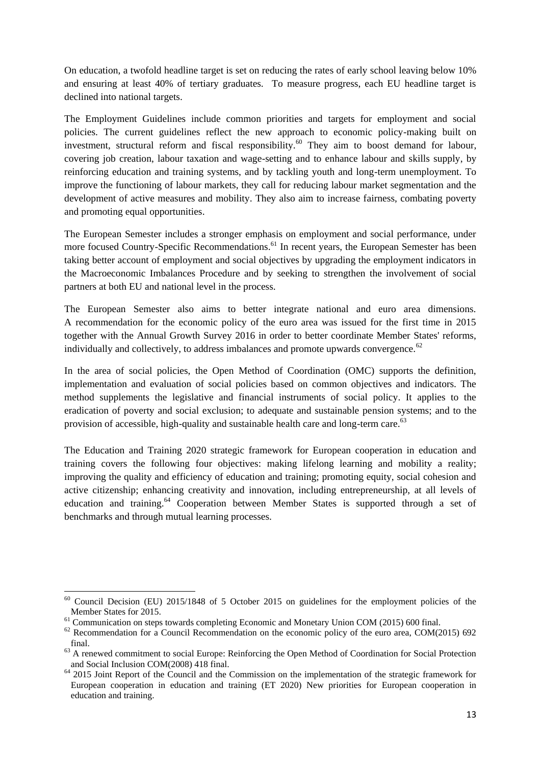On education, a twofold headline target is set on reducing the rates of early school leaving below 10% and ensuring at least 40% of tertiary graduates. To measure progress, each EU headline target is declined into national targets.

The Employment Guidelines include common priorities and targets for employment and social policies. The current guidelines reflect the new approach to economic policy-making built on investment, structural reform and fiscal responsibility.[60] They aim to boost demand for labour, covering job creation, labour taxation and wage-setting and to enhance labour and skills supply, by reinforcing education and training systems, and by tackling youth and long-term unemployment. To improve the functioning of labour markets, they call for reducing labour market segmentation and the development of active measures and mobility. They also aim to increase fairness, combating poverty and promoting equal opportunities.

The European Semester includes a stronger emphasis on employment and social performance, under more focused Country-Specific Recommendations.[61] In recent years, the European Semester has been taking better account of employment and social objectives by upgrading the employment indicators in the Macroeconomic Imbalances Procedure and by seeking to strengthen the involvement of social partners at both EU and national level in the process.

The European Semester also aims to better integrate national and euro area dimensions. A recommendation for the economic policy of the euro area was issued for the first time in 2015 together with the Annual Growth Survey 2016 in order to better coordinate Member States' reforms, individually and collectively, to address imbalances and promote upwards convergence.[62]

In the area of social policies, the Open Method of Coordination (OMC) supports the definition, implementation and evaluation of social policies based on common objectives and indicators. The method supplements the legislative and financial instruments of social policy. It applies to the eradication of poverty and social exclusion; to adequate and sustainable pension systems; and to the provision of accessible, high-quality and sustainable health care and long-term care.[63]

The Education and Training 2020 strategic framework for European cooperation in education and training covers the following four objectives: making lifelong learning and mobility a reality; improving the quality and efficiency of education and training; promoting equity, social cohesion and active citizenship; enhancing creativity and innovation, including entrepreneurship, at all levels of education and training.[64] Cooperation between Member States is supported through a set of benchmarks and through mutual learning processes.

---

[60] Council Decision (EU) 2015/1848 of 5 October 2015 on guidelines for the employment policies of the Member States for 2015.

[61] Communication on steps towards completing Economic and Monetary Union COM (2015) 600 final.

[62] Recommendation for a Council Recommendation on the economic policy of the euro area, COM(2015) 692 final.

[63] A renewed commitment to social Europe: Reinforcing the Open Method of Coordination for Social Protection and Social Inclusion COM(2008) 418 final.

[64] 2015 Joint Report of the Council and the Commission on the implementation of the strategic framework for European cooperation in education and training (ET 2020) New priorities for European cooperation in education and training.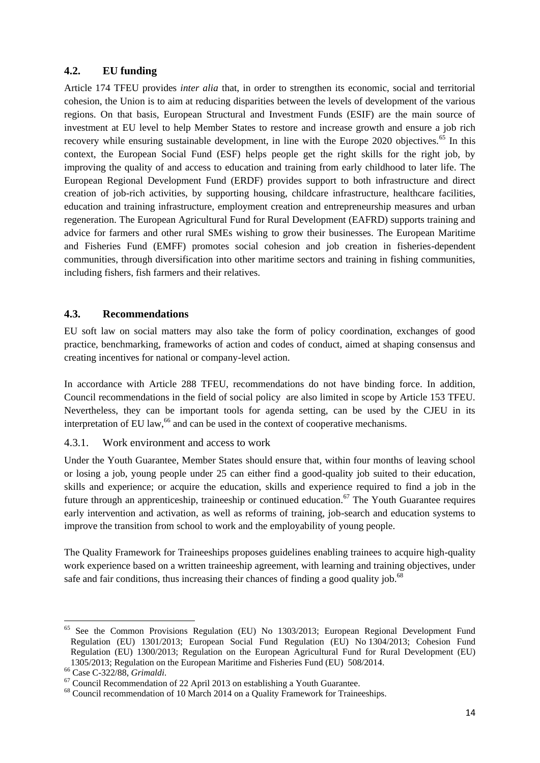### 4.2. EU funding

Article 174 TFEU provides *inter alia* that, in order to strengthen its economic, social and territorial cohesion, the Union is to aim at reducing disparities between the levels of development of the various regions. On that basis, European Structural and Investment Funds (ESIF) are the main source of investment at EU level to help Member States to restore and increase growth and ensure a job rich recovery while ensuring sustainable development, in line with the Europe 2020 objectives.[65] In this context, the European Social Fund (ESF) helps people get the right skills for the right job, by improving the quality of and access to education and training from early childhood to later life. The European Regional Development Fund (ERDF) provides support to both infrastructure and direct creation of job-rich activities, by supporting housing, childcare infrastructure, healthcare facilities, education and training infrastructure, employment creation and entrepreneurship measures and urban regeneration. The European Agricultural Fund for Rural Development (EAFRD) supports training and advice for farmers and other rural SMEs wishing to grow their businesses. The European Maritime and Fisheries Fund (EMFF) promotes social cohesion and job creation in fisheries-dependent communities, through diversification into other maritime sectors and training in fishing communities, including fishers, fish farmers and their relatives.

### 4.3. Recommendations

EU soft law on social matters may also take the form of policy coordination, exchanges of good practice, benchmarking, frameworks of action and codes of conduct, aimed at shaping consensus and creating incentives for national or company-level action.

In accordance with Article 288 TFEU, recommendations do not have binding force. In addition, Council recommendations in the field of social policy are also limited in scope by Article 153 TFEU. Nevertheless, they can be important tools for agenda setting, can be used by the CJEU in its interpretation of EU law,[66] and can be used in the context of cooperative mechanisms.

#### 4.3.1. Work environment and access to work

Under the Youth Guarantee, Member States should ensure that, within four months of leaving school or losing a job, young people under 25 can either find a good-quality job suited to their education, skills and experience; or acquire the education, skills and experience required to find a job in the future through an apprenticeship, traineeship or continued education.[67] The Youth Guarantee requires early intervention and activation, as well as reforms of training, job-search and education systems to improve the transition from school to work and the employability of young people.

The Quality Framework for Traineeships proposes guidelines enabling trainees to acquire high-quality work experience based on a written traineeship agreement, with learning and training objectives, under safe and fair conditions, thus increasing their chances of finding a good quality job.[68]

---

[65] See the Common Provisions Regulation (EU) No 1303/2013; European Regional Development Fund Regulation (EU) 1301/2013; European Social Fund Regulation (EU) No 1304/2013; Cohesion Fund Regulation (EU) 1300/2013; Regulation on the European Agricultural Fund for Rural Development (EU) 1305/2013; Regulation on the European Maritime and Fisheries Fund (EU) 508/2014.

[66] Case C-322/88, *Grimaldi*.

[67] Council Recommendation of 22 April 2013 on establishing a Youth Guarantee.

[68] Council recommendation of 10 March 2014 on a Quality Framework for Traineeships.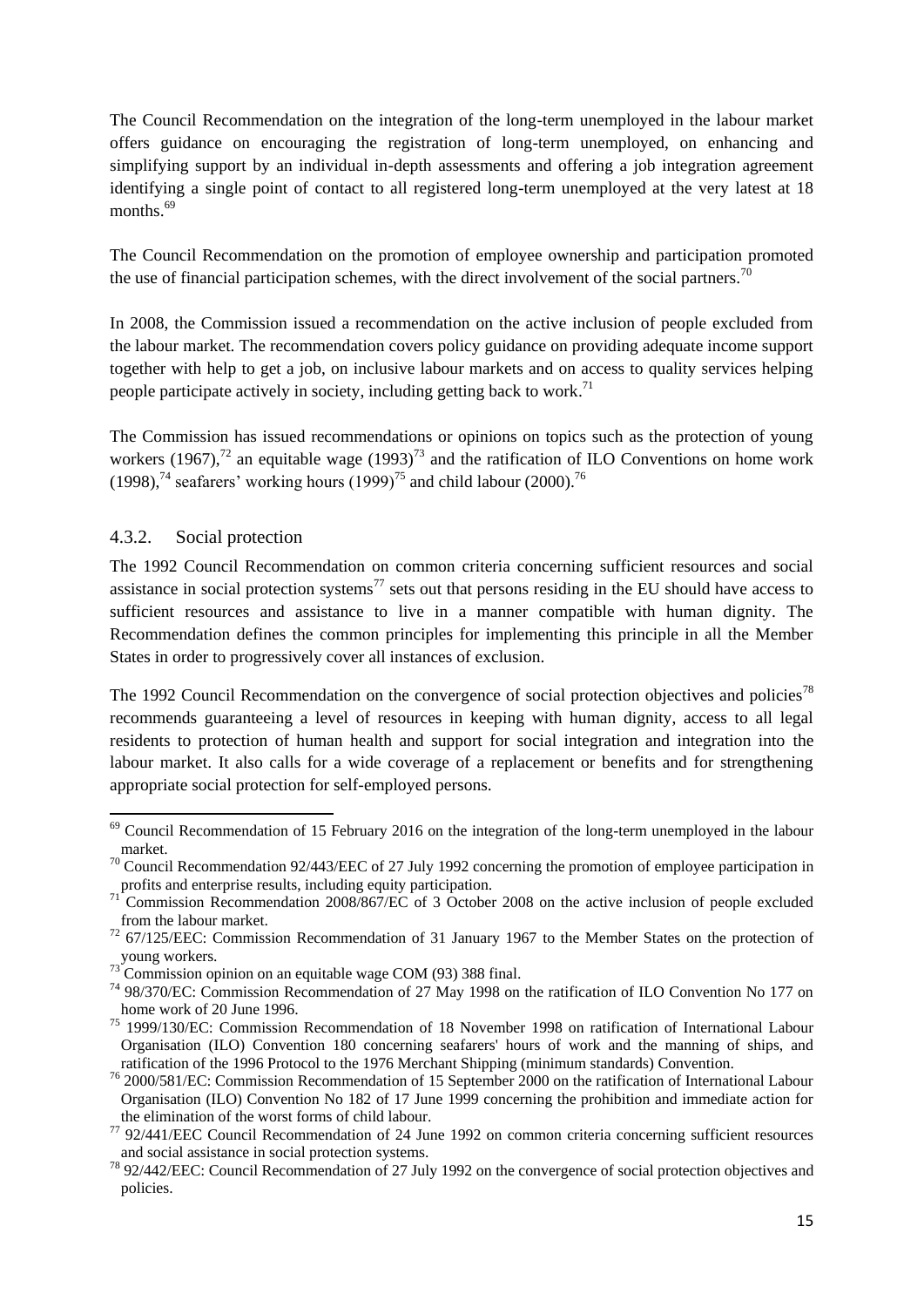The Council Recommendation on the integration of the long-term unemployed in the labour market offers guidance on encouraging the registration of long-term unemployed, on enhancing and simplifying support by an individual in-depth assessments and offering a job integration agreement identifying a single point of contact to all registered long-term unemployed at the very latest at 18 months.[69]

The Council Recommendation on the promotion of employee ownership and participation promoted the use of financial participation schemes, with the direct involvement of the social partners.[70]

In 2008, the Commission issued a recommendation on the active inclusion of people excluded from the labour market. The recommendation covers policy guidance on providing adequate income support together with help to get a job, on inclusive labour markets and on access to quality services helping people participate actively in society, including getting back to work.[71]

The Commission has issued recommendations or opinions on topics such as the protection of young workers (1967),[72] an equitable wage (1993)[73] and the ratification of ILO Conventions on home work (1998),[74] seafarers' working hours (1999)[75] and child labour (2000).[76]

### 4.3.2. Social protection

The 1992 Council Recommendation on common criteria concerning sufficient resources and social assistance in social protection systems[77] sets out that persons residing in the EU should have access to sufficient resources and assistance to live in a manner compatible with human dignity. The Recommendation defines the common principles for implementing this principle in all the Member States in order to progressively cover all instances of exclusion.

The 1992 Council Recommendation on the convergence of social protection objectives and policies[78] recommends guaranteeing a level of resources in keeping with human dignity, access to all legal residents to protection of human health and support for social integration and integration into the labour market. It also calls for a wide coverage of a replacement or benefits and for strengthening appropriate social protection for self-employed persons.

---

[69] Council Recommendation of 15 February 2016 on the integration of the long-term unemployed in the labour market.

[70] Council Recommendation 92/443/EEC of 27 July 1992 concerning the promotion of employee participation in profits and enterprise results, including equity participation.

[71] Commission Recommendation 2008/867/EC of 3 October 2008 on the active inclusion of people excluded from the labour market.

[72] 67/125/EEC: Commission Recommendation of 31 January 1967 to the Member States on the protection of young workers.

[73] Commission opinion on an equitable wage COM (93) 388 final.

[74] 98/370/EC: Commission Recommendation of 27 May 1998 on the ratification of ILO Convention No 177 on home work of 20 June 1996.

[75] 1999/130/EC: Commission Recommendation of 18 November 1998 on ratification of International Labour Organisation (ILO) Convention 180 concerning seafarers' hours of work and the manning of ships, and ratification of the 1996 Protocol to the 1976 Merchant Shipping (minimum standards) Convention.

[76] 2000/581/EC: Commission Recommendation of 15 September 2000 on the ratification of International Labour Organisation (ILO) Convention No 182 of 17 June 1999 concerning the prohibition and immediate action for the elimination of the worst forms of child labour.

[77] 92/441/EEC Council Recommendation of 24 June 1992 on common criteria concerning sufficient resources and social assistance in social protection systems.

[78] 92/442/EEC: Council Recommendation of 27 July 1992 on the convergence of social protection objectives and policies.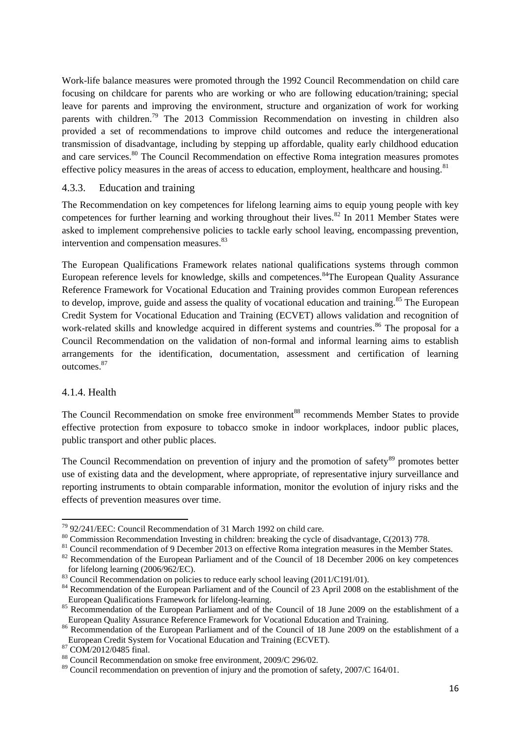Work-life balance measures were promoted through the 1992 Council Recommendation on child care focusing on childcare for parents who are working or who are following education/training; special leave for parents and improving the environment, structure and organization of work for working parents with children.[79] The 2013 Commission Recommendation on investing in children also provided a set of recommendations to improve child outcomes and reduce the intergenerational transmission of disadvantage, including by stepping up affordable, quality early childhood education and care services.[80] The Council Recommendation on effective Roma integration measures promotes effective policy measures in the areas of access to education, employment, healthcare and housing.[81]

### 4.3.3. Education and training

The Recommendation on key competences for lifelong learning aims to equip young people with key competences for further learning and working throughout their lives.[82] In 2011 Member States were asked to implement comprehensive policies to tackle early school leaving, encompassing prevention, intervention and compensation measures.[83]

The European Qualifications Framework relates national qualifications systems through common European reference levels for knowledge, skills and competences.[84]The European Quality Assurance Reference Framework for Vocational Education and Training provides common European references to develop, improve, guide and assess the quality of vocational education and training.[85] The European Credit System for Vocational Education and Training (ECVET) allows validation and recognition of work-related skills and knowledge acquired in different systems and countries.[86] The proposal for a Council Recommendation on the validation of non-formal and informal learning aims to establish arrangements for the identification, documentation, assessment and certification of learning outcomes.[87]

### 4.1.4. Health

The Council Recommendation on smoke free environment[88] recommends Member States to provide effective protection from exposure to tobacco smoke in indoor workplaces, indoor public places, public transport and other public places.

The Council Recommendation on prevention of injury and the promotion of safety[89] promotes better use of existing data and the development, where appropriate, of representative injury surveillance and reporting instruments to obtain comparable information, monitor the evolution of injury risks and the effects of prevention measures over time.

---

[79] 92/241/EEC: Council Recommendation of 31 March 1992 on child care.

[80] Commission Recommendation Investing in children: breaking the cycle of disadvantage, C(2013) 778.

[81] Council recommendation of 9 December 2013 on effective Roma integration measures in the Member States.

[82] Recommendation of the European Parliament and of the Council of 18 December 2006 on key competences for lifelong learning (2006/962/EC).

[83] Council Recommendation on policies to reduce early school leaving (2011/C191/01).

[84] Recommendation of the European Parliament and of the Council of 23 April 2008 on the establishment of the European Qualifications Framework for lifelong-learning.

[85] Recommendation of the European Parliament and of the Council of 18 June 2009 on the establishment of a European Quality Assurance Reference Framework for Vocational Education and Training.

[86] Recommendation of the European Parliament and of the Council of 18 June 2009 on the establishment of a European Credit System for Vocational Education and Training (ECVET).

[87] COM/2012/0485 final.

[88] Council Recommendation on smoke free environment, 2009/C 296/02.

[89] Council recommendation on prevention of injury and the promotion of safety, 2007/C 164/01.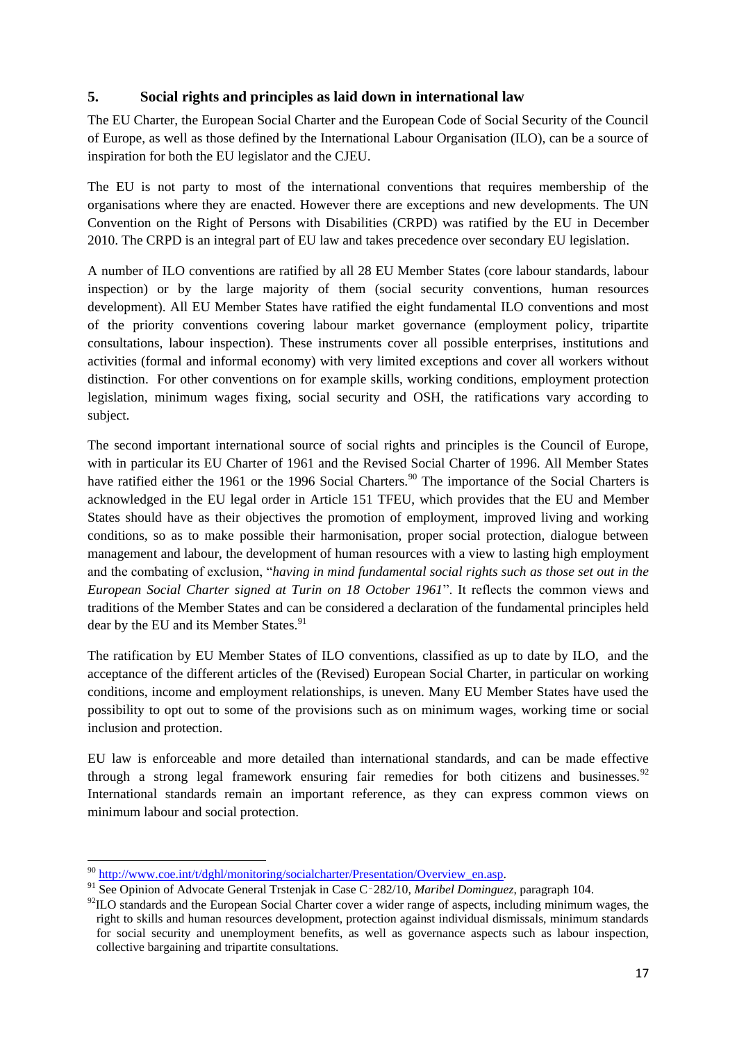## 5. Social rights and principles as laid down in international law

The EU Charter, the European Social Charter and the European Code of Social Security of the Council of Europe, as well as those defined by the International Labour Organisation (ILO), can be a source of inspiration for both the EU legislator and the CJEU.

The EU is not party to most of the international conventions that requires membership of the organisations where they are enacted. However there are exceptions and new developments. The UN Convention on the Right of Persons with Disabilities (CRPD) was ratified by the EU in December 2010. The CRPD is an integral part of EU law and takes precedence over secondary EU legislation.

A number of ILO conventions are ratified by all 28 EU Member States (core labour standards, labour inspection) or by the large majority of them (social security conventions, human resources development). All EU Member States have ratified the eight fundamental ILO conventions and most of the priority conventions covering labour market governance (employment policy, tripartite consultations, labour inspection). These instruments cover all possible enterprises, institutions and activities (formal and informal economy) with very limited exceptions and cover all workers without distinction. For other conventions on for example skills, working conditions, employment protection legislation, minimum wages fixing, social security and OSH, the ratifications vary according to subject.

The second important international source of social rights and principles is the Council of Europe, with in particular its EU Charter of 1961 and the Revised Social Charter of 1996. All Member States have ratified either the 1961 or the 1996 Social Charters.[90] The importance of the Social Charters is acknowledged in the EU legal order in Article 151 TFEU, which provides that the EU and Member States should have as their objectives the promotion of employment, improved living and working conditions, so as to make possible their harmonisation, proper social protection, dialogue between management and labour, the development of human resources with a view to lasting high employment and the combating of exclusion, "*having in mind fundamental social rights such as those set out in the European Social Charter signed at Turin on 18 October 1961*". It reflects the common views and traditions of the Member States and can be considered a declaration of the fundamental principles held dear by the EU and its Member States.[91]

The ratification by EU Member States of ILO conventions, classified as up to date by ILO, and the acceptance of the different articles of the (Revised) European Social Charter, in particular on working conditions, income and employment relationships, is uneven. Many EU Member States have used the possibility to opt out to some of the provisions such as on minimum wages, working time or social inclusion and protection.

EU law is enforceable and more detailed than international standards, and can be made effective through a strong legal framework ensuring fair remedies for both citizens and businesses.[92] International standards remain an important reference, as they can express common views on minimum labour and social protection.

---

[90] http://www.coe.int/t/dghl/monitoring/socialcharter/Presentation/Overview_en.asp.

[91] See Opinion of Advocate General Trstenjak in Case C‑282/10, *Maribel Dominguez*, paragraph 104.

[92] ILO standards and the European Social Charter cover a wider range of aspects, including minimum wages, the right to skills and human resources development, protection against individual dismissals, minimum standards for social security and unemployment benefits, as well as governance aspects such as labour inspection, collective bargaining and tripartite consultations.